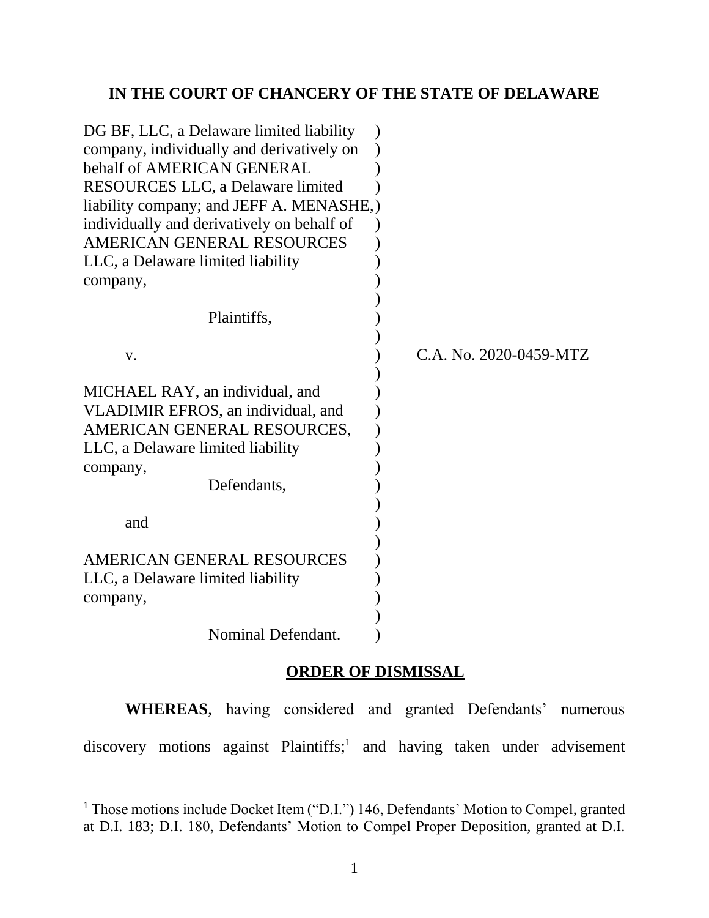# IN THE COURT OF CHANCERY OF THE STATE OF DELAWARE

DG BF, LLC, a Delaware limited liability company, individually and derivatively on behalf of AMERICAN GENERAL RESOURCES LLC, a Delaware limited liability company; and JEFF A. MENASHE, individually and derivatively on behalf of AMERICAN GENERAL RESOURCES LLC, a Delaware limited liability company,

Plaintiffs,

v.

MICHAEL RAY, an individual, and VLADIMIR EFROS, an individual, and AMERICAN GENERAL RESOURCES, LLC, a Delaware limited liability company,

Defendants,

and

AMERICAN GENERAL RESOURCES LLC, a Delaware limited liability company,

Nominal Defendant.

C.A. No. 2020-0459-MTZ

## ORDER OF DISMISSAL

**WHEREAS**, having considered and granted Defendants' numerous discovery motions against Plaintiffs;[1] and having taken under advisement

[1] Those motions include Docket Item ("D.I.") 146, Defendants' Motion to Compel, granted at D.I. 183; D.I. 180, Defendants' Motion to Compel Proper Deposition, granted at D.I.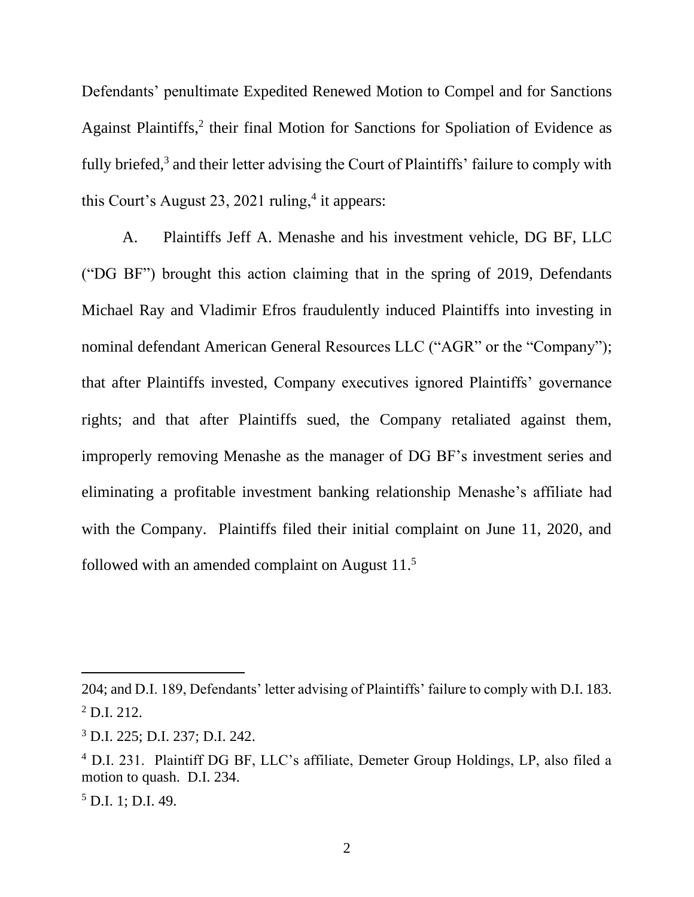Defendants' penultimate Expedited Renewed Motion to Compel and for Sanctions Against Plaintiffs,[2] their final Motion for Sanctions for Spoliation of Evidence as fully briefed,[3] and their letter advising the Court of Plaintiffs' failure to comply with this Court's August 23, 2021 ruling,[4] it appears:

A. Plaintiffs Jeff A. Menashe and his investment vehicle, DG BF, LLC ("DG BF") brought this action claiming that in the spring of 2019, Defendants Michael Ray and Vladimir Efros fraudulently induced Plaintiffs into investing in nominal defendant American General Resources LLC ("AGR" or the "Company"); that after Plaintiffs invested, Company executives ignored Plaintiffs' governance rights; and that after Plaintiffs sued, the Company retaliated against them, improperly removing Menashe as the manager of DG BF's investment series and eliminating a profitable investment banking relationship Menashe's affiliate had with the Company. Plaintiffs filed their initial complaint on June 11, 2020, and followed with an amended complaint on August 11.[5]

---

204; and D.I. 189, Defendants' letter advising of Plaintiffs' failure to comply with D.I. 183.

[2] D.I. 212.

[3] D.I. 225; D.I. 237; D.I. 242.

[4] D.I. 231. Plaintiff DG BF, LLC's affiliate, Demeter Group Holdings, LP, also filed a motion to quash. D.I. 234.

[5] D.I. 1; D.I. 49.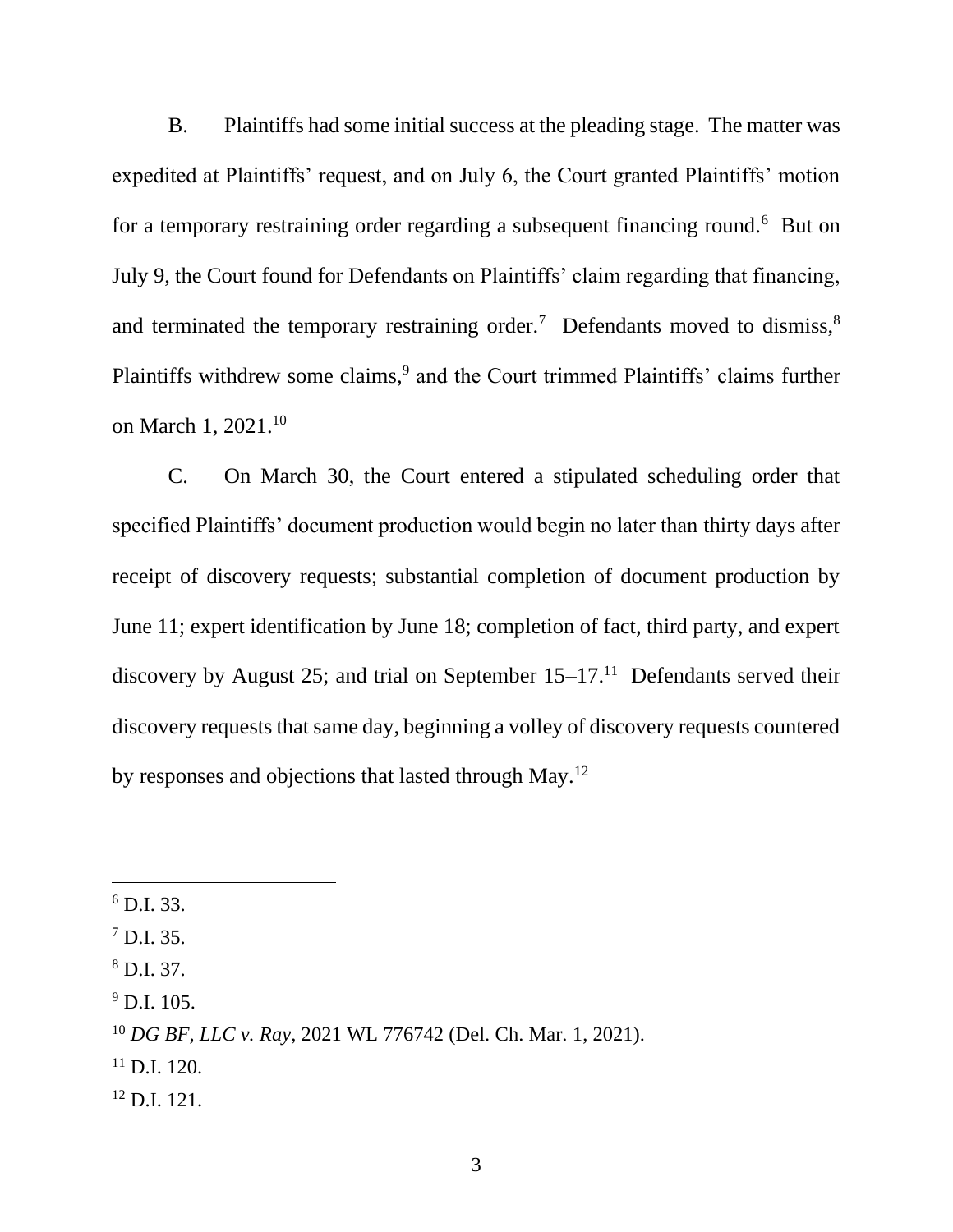B. Plaintiffs had some initial success at the pleading stage. The matter was expedited at Plaintiffs' request, and on July 6, the Court granted Plaintiffs' motion for a temporary restraining order regarding a subsequent financing round.[6] But on July 9, the Court found for Defendants on Plaintiffs' claim regarding that financing, and terminated the temporary restraining order.[7] Defendants moved to dismiss,[8] Plaintiffs withdrew some claims,[9] and the Court trimmed Plaintiffs' claims further on March 1, 2021.[10]

C. On March 30, the Court entered a stipulated scheduling order that specified Plaintiffs' document production would begin no later than thirty days after receipt of discovery requests; substantial completion of document production by June 11; expert identification by June 18; completion of fact, third party, and expert discovery by August 25; and trial on September 15–17.[11] Defendants served their discovery requests that same day, beginning a volley of discovery requests countered by responses and objections that lasted through May.[12]

---

[6] D.I. 33.

[7] D.I. 35.

[8] D.I. 37.

[9] D.I. 105.

[10] *DG BF, LLC v. Ray*, 2021 WL 776742 (Del. Ch. Mar. 1, 2021).

[11] D.I. 120.

[12] D.I. 121.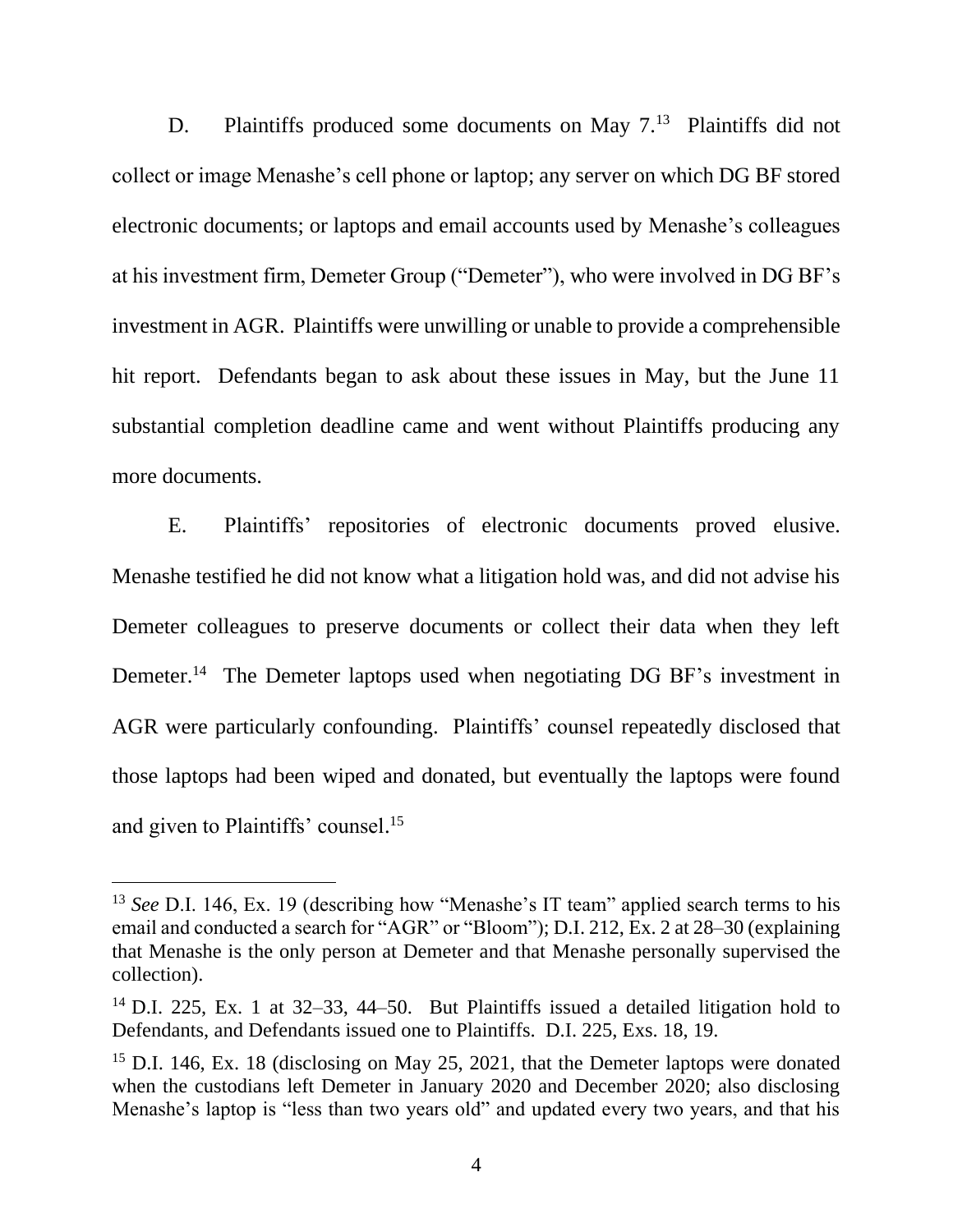D. Plaintiffs produced some documents on May 7.[13] Plaintiffs did not collect or image Menashe's cell phone or laptop; any server on which DG BF stored electronic documents; or laptops and email accounts used by Menashe's colleagues at his investment firm, Demeter Group ("Demeter"), who were involved in DG BF's investment in AGR. Plaintiffs were unwilling or unable to provide a comprehensible hit report. Defendants began to ask about these issues in May, but the June 11 substantial completion deadline came and went without Plaintiffs producing any more documents.

E. Plaintiffs' repositories of electronic documents proved elusive. Menashe testified he did not know what a litigation hold was, and did not advise his Demeter colleagues to preserve documents or collect their data when they left Demeter.[14] The Demeter laptops used when negotiating DG BF's investment in AGR were particularly confounding. Plaintiffs' counsel repeatedly disclosed that those laptops had been wiped and donated, but eventually the laptops were found and given to Plaintiffs' counsel.[15]

---

[13] *See* D.I. 146, Ex. 19 (describing how "Menashe's IT team" applied search terms to his email and conducted a search for "AGR" or "Bloom"); D.I. 212, Ex. 2 at 28–30 (explaining that Menashe is the only person at Demeter and that Menashe personally supervised the collection).

[14] D.I. 225, Ex. 1 at 32–33, 44–50. But Plaintiffs issued a detailed litigation hold to Defendants, and Defendants issued one to Plaintiffs. D.I. 225, Exs. 18, 19.

[15] D.I. 146, Ex. 18 (disclosing on May 25, 2021, that the Demeter laptops were donated when the custodians left Demeter in January 2020 and December 2020; also disclosing Menashe's laptop is "less than two years old" and updated every two years, and that his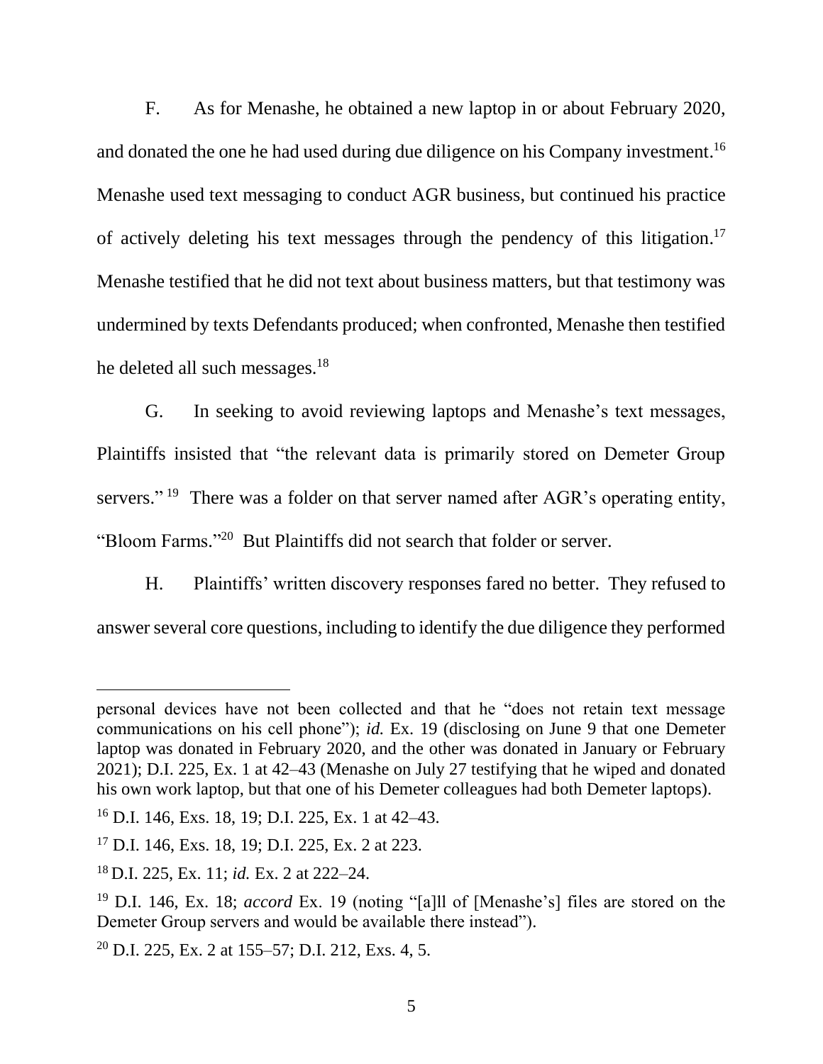F. As for Menashe, he obtained a new laptop in or about February 2020, and donated the one he had used during due diligence on his Company investment.[16] Menashe used text messaging to conduct AGR business, but continued his practice of actively deleting his text messages through the pendency of this litigation.[17] Menashe testified that he did not text about business matters, but that testimony was undermined by texts Defendants produced; when confronted, Menashe then testified he deleted all such messages.[18]

G. In seeking to avoid reviewing laptops and Menashe's text messages, Plaintiffs insisted that "the relevant data is primarily stored on Demeter Group servers."[19] There was a folder on that server named after AGR's operating entity, "Bloom Farms."[20] But Plaintiffs did not search that folder or server.

H. Plaintiffs' written discovery responses fared no better. They refused to answer several core questions, including to identify the due diligence they performed

---

personal devices have not been collected and that he "does not retain text message communications on his cell phone"); *id.* Ex. 19 (disclosing on June 9 that one Demeter laptop was donated in February 2020, and the other was donated in January or February 2021); D.I. 225, Ex. 1 at 42–43 (Menashe on July 27 testifying that he wiped and donated his own work laptop, but that one of his Demeter colleagues had both Demeter laptops).

[16] D.I. 146, Exs. 18, 19; D.I. 225, Ex. 1 at 42–43.

[17] D.I. 146, Exs. 18, 19; D.I. 225, Ex. 2 at 223.

[18] D.I. 225, Ex. 11; *id.* Ex. 2 at 222–24.

[19] D.I. 146, Ex. 18; *accord* Ex. 19 (noting "[a]ll of [Menashe's] files are stored on the Demeter Group servers and would be available there instead").

[20] D.I. 225, Ex. 2 at 155–57; D.I. 212, Exs. 4, 5.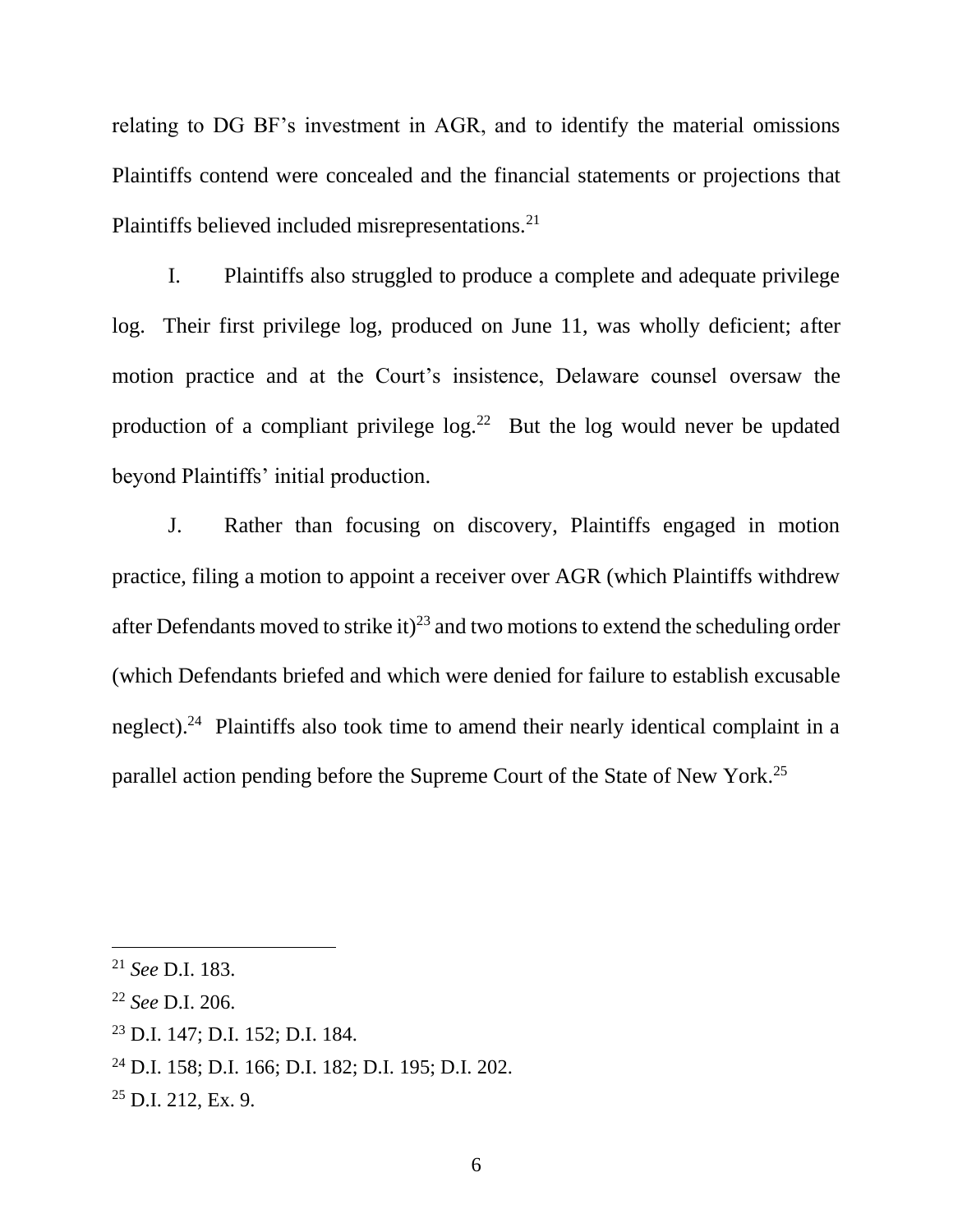relating to DG BF's investment in AGR, and to identify the material omissions Plaintiffs contend were concealed and the financial statements or projections that Plaintiffs believed included misrepresentations.[21]

I. Plaintiffs also struggled to produce a complete and adequate privilege log. Their first privilege log, produced on June 11, was wholly deficient; after motion practice and at the Court's insistence, Delaware counsel oversaw the production of a compliant privilege log.[22] But the log would never be updated beyond Plaintiffs' initial production.

J. Rather than focusing on discovery, Plaintiffs engaged in motion practice, filing a motion to appoint a receiver over AGR (which Plaintiffs withdrew after Defendants moved to strike it)[23] and two motions to extend the scheduling order (which Defendants briefed and which were denied for failure to establish excusable neglect).[24] Plaintiffs also took time to amend their nearly identical complaint in a parallel action pending before the Supreme Court of the State of New York.[25]

---

[21] *See* D.I. 183.

[22] *See* D.I. 206.

[23] D.I. 147; D.I. 152; D.I. 184.

[24] D.I. 158; D.I. 166; D.I. 182; D.I. 195; D.I. 202.

[25] D.I. 212, Ex. 9.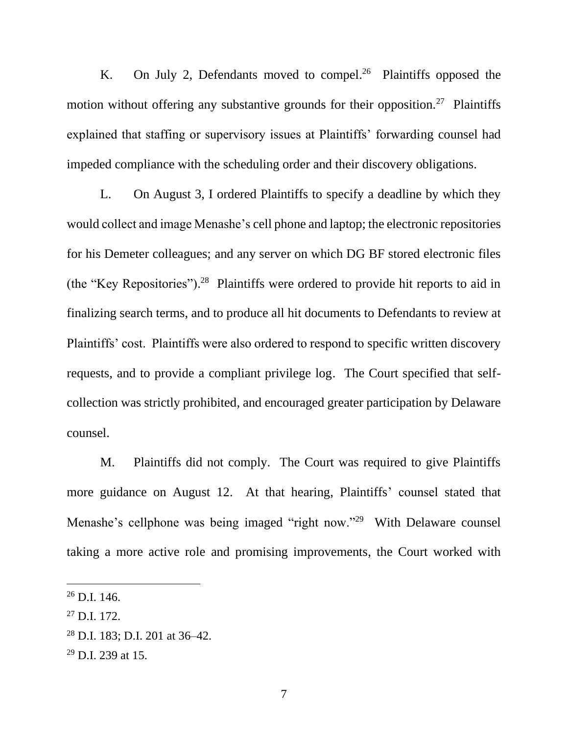K. On July 2, Defendants moved to compel.[26] Plaintiffs opposed the motion without offering any substantive grounds for their opposition.[27] Plaintiffs explained that staffing or supervisory issues at Plaintiffs' forwarding counsel had impeded compliance with the scheduling order and their discovery obligations.

L. On August 3, I ordered Plaintiffs to specify a deadline by which they would collect and image Menashe's cell phone and laptop; the electronic repositories for his Demeter colleagues; and any server on which DG BF stored electronic files (the "Key Repositories").[28] Plaintiffs were ordered to provide hit reports to aid in finalizing search terms, and to produce all hit documents to Defendants to review at Plaintiffs' cost. Plaintiffs were also ordered to respond to specific written discovery requests, and to provide a compliant privilege log. The Court specified that self-collection was strictly prohibited, and encouraged greater participation by Delaware counsel.

M. Plaintiffs did not comply. The Court was required to give Plaintiffs more guidance on August 12. At that hearing, Plaintiffs' counsel stated that Menashe's cellphone was being imaged "right now."[29] With Delaware counsel taking a more active role and promising improvements, the Court worked with

---

[26] D.I. 146.

[27] D.I. 172.

[28] D.I. 183; D.I. 201 at 36–42.

[29] D.I. 239 at 15.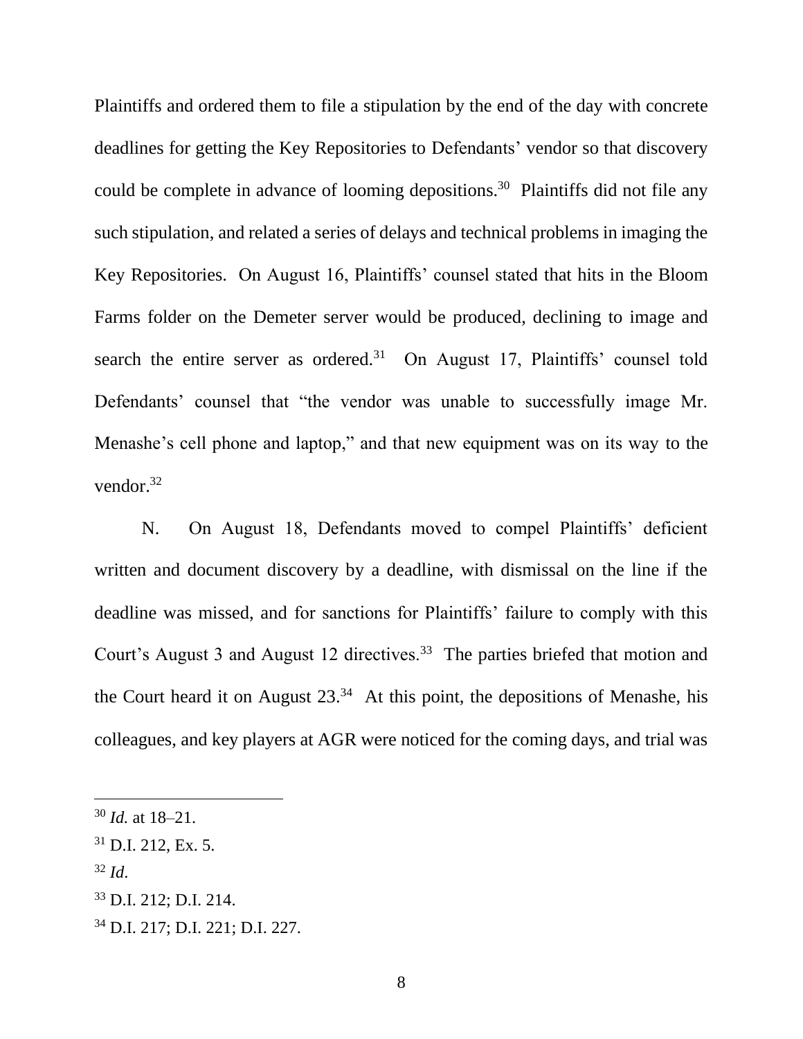Plaintiffs and ordered them to file a stipulation by the end of the day with concrete deadlines for getting the Key Repositories to Defendants' vendor so that discovery could be complete in advance of looming depositions.[30] Plaintiffs did not file any such stipulation, and related a series of delays and technical problems in imaging the Key Repositories. On August 16, Plaintiffs' counsel stated that hits in the Bloom Farms folder on the Demeter server would be produced, declining to image and search the entire server as ordered.[31] On August 17, Plaintiffs' counsel told Defendants' counsel that "the vendor was unable to successfully image Mr. Menashe's cell phone and laptop," and that new equipment was on its way to the vendor.[32]

N. On August 18, Defendants moved to compel Plaintiffs' deficient written and document discovery by a deadline, with dismissal on the line if the deadline was missed, and for sanctions for Plaintiffs' failure to comply with this Court's August 3 and August 12 directives.[33] The parties briefed that motion and the Court heard it on August 23.[34] At this point, the depositions of Menashe, his colleagues, and key players at AGR were noticed for the coming days, and trial was

---

[30] *Id.* at 18–21.

[31] D.I. 212, Ex. 5.

[32] *Id*.

[33] D.I. 212; D.I. 214.

[34] D.I. 217; D.I. 221; D.I. 227.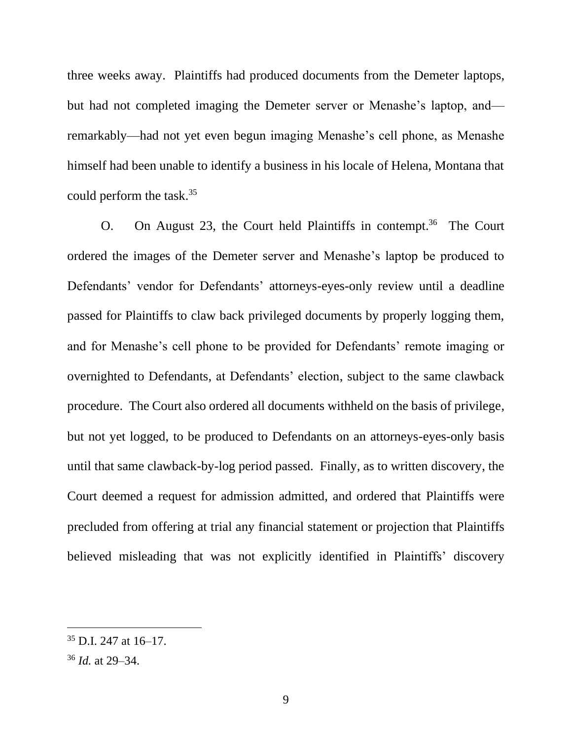three weeks away. Plaintiffs had produced documents from the Demeter laptops, but had not completed imaging the Demeter server or Menashe's laptop, and—remarkably—had not yet even begun imaging Menashe's cell phone, as Menashe himself had been unable to identify a business in his locale of Helena, Montana that could perform the task.[35]

O. On August 23, the Court held Plaintiffs in contempt.[36] The Court ordered the images of the Demeter server and Menashe's laptop be produced to Defendants' vendor for Defendants' attorneys-eyes-only review until a deadline passed for Plaintiffs to claw back privileged documents by properly logging them, and for Menashe's cell phone to be provided for Defendants' remote imaging or overnighted to Defendants, at Defendants' election, subject to the same clawback procedure. The Court also ordered all documents withheld on the basis of privilege, but not yet logged, to be produced to Defendants on an attorneys-eyes-only basis until that same clawback-by-log period passed. Finally, as to written discovery, the Court deemed a request for admission admitted, and ordered that Plaintiffs were precluded from offering at trial any financial statement or projection that Plaintiffs believed misleading that was not explicitly identified in Plaintiffs' discovery

---

[35] D.I. 247 at 16–17.

[36] *Id.* at 29–34.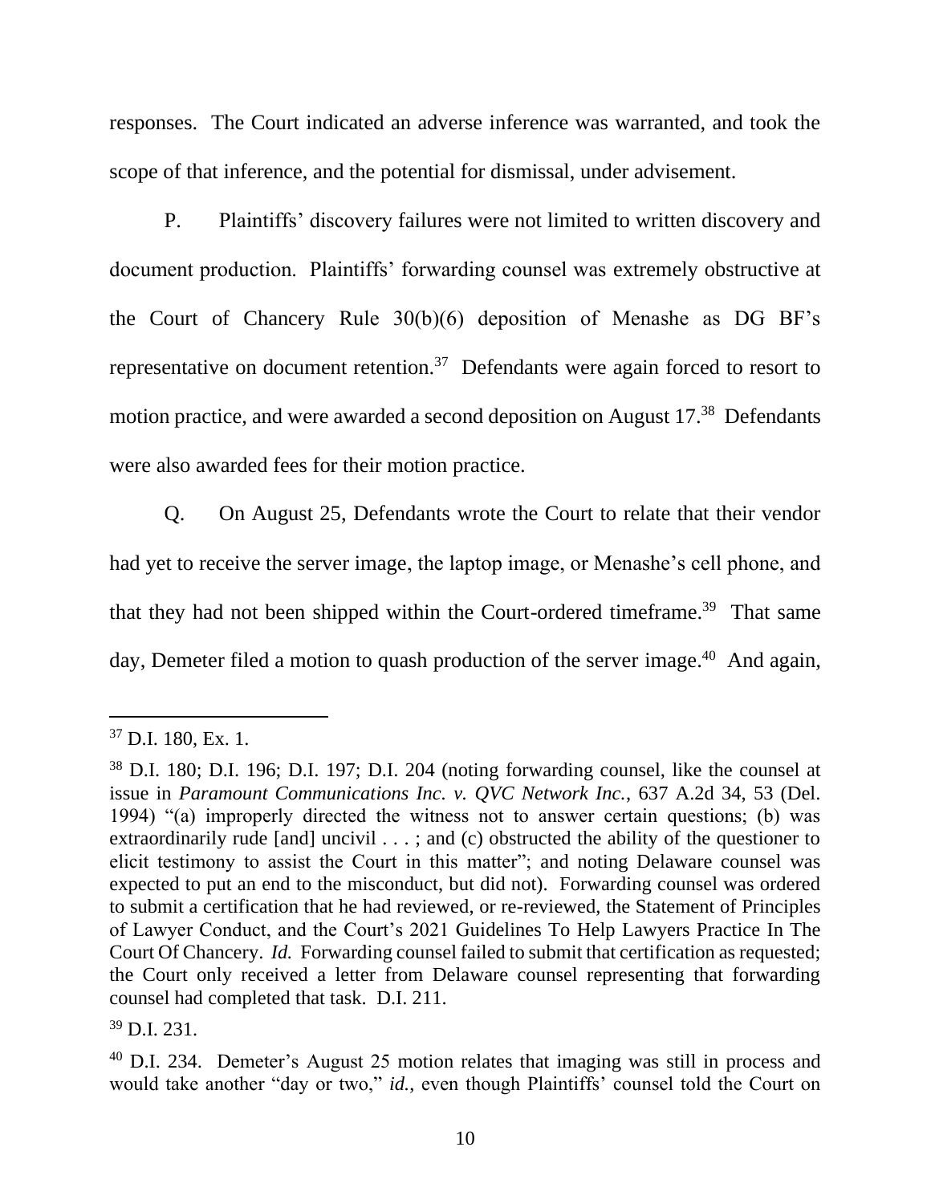responses. The Court indicated an adverse inference was warranted, and took the scope of that inference, and the potential for dismissal, under advisement.

P. Plaintiffs' discovery failures were not limited to written discovery and document production. Plaintiffs' forwarding counsel was extremely obstructive at the Court of Chancery Rule 30(b)(6) deposition of Menashe as DG BF's representative on document retention.[37] Defendants were again forced to resort to motion practice, and were awarded a second deposition on August 17.[38] Defendants were also awarded fees for their motion practice.

Q. On August 25, Defendants wrote the Court to relate that their vendor had yet to receive the server image, the laptop image, or Menashe's cell phone, and that they had not been shipped within the Court-ordered timeframe.[39] That same day, Demeter filed a motion to quash production of the server image.[40] And again,

---

[37] D.I. 180, Ex. 1.

[38] D.I. 180; D.I. 196; D.I. 197; D.I. 204 (noting forwarding counsel, like the counsel at issue in *Paramount Communications Inc. v. QVC Network Inc.*, 637 A.2d 34, 53 (Del. 1994) "(a) improperly directed the witness not to answer certain questions; (b) was extraordinarily rude [and] uncivil . . . ; and (c) obstructed the ability of the questioner to elicit testimony to assist the Court in this matter"; and noting Delaware counsel was expected to put an end to the misconduct, but did not). Forwarding counsel was ordered to submit a certification that he had reviewed, or re-reviewed, the Statement of Principles of Lawyer Conduct, and the Court's 2021 Guidelines To Help Lawyers Practice In The Court Of Chancery. *Id.* Forwarding counsel failed to submit that certification as requested; the Court only received a letter from Delaware counsel representing that forwarding counsel had completed that task. D.I. 211.

[39] D.I. 231.

[40] D.I. 234. Demeter's August 25 motion relates that imaging was still in process and would take another "day or two," *id.*, even though Plaintiffs' counsel told the Court on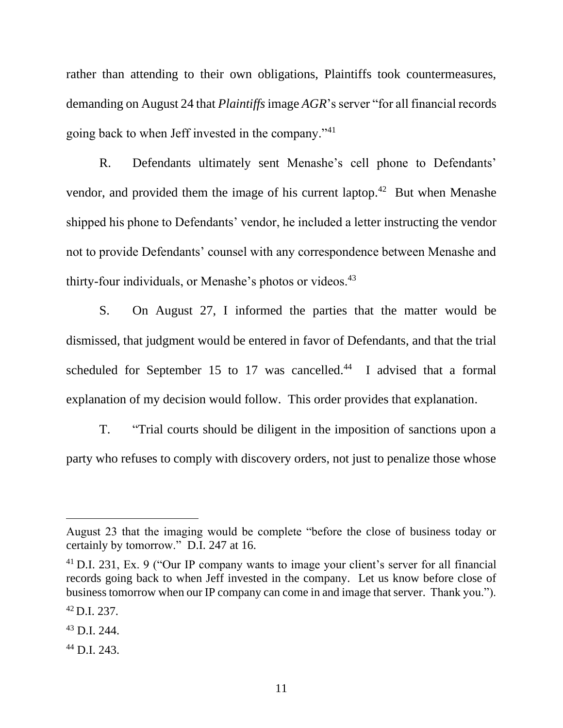rather than attending to their own obligations, Plaintiffs took countermeasures, demanding on August 24 that *Plaintiffs* image *AGR*'s server "for all financial records going back to when Jeff invested in the company."[41]

R. Defendants ultimately sent Menashe's cell phone to Defendants' vendor, and provided them the image of his current laptop.[42] But when Menashe shipped his phone to Defendants' vendor, he included a letter instructing the vendor not to provide Defendants' counsel with any correspondence between Menashe and thirty-four individuals, or Menashe's photos or videos.[43]

S. On August 27, I informed the parties that the matter would be dismissed, that judgment would be entered in favor of Defendants, and that the trial scheduled for September 15 to 17 was cancelled.[44] I advised that a formal explanation of my decision would follow. This order provides that explanation.

T. "Trial courts should be diligent in the imposition of sanctions upon a party who refuses to comply with discovery orders, not just to penalize those whose

---

August 23 that the imaging would be complete "before the close of business today or certainly by tomorrow." D.I. 247 at 16.

[41] D.I. 231, Ex. 9 ("Our IP company wants to image your client's server for all financial records going back to when Jeff invested in the company. Let us know before close of business tomorrow when our IP company can come in and image that server. Thank you.").

[42] D.I. 237.

[43] D.I. 244.

[44] D.I. 243.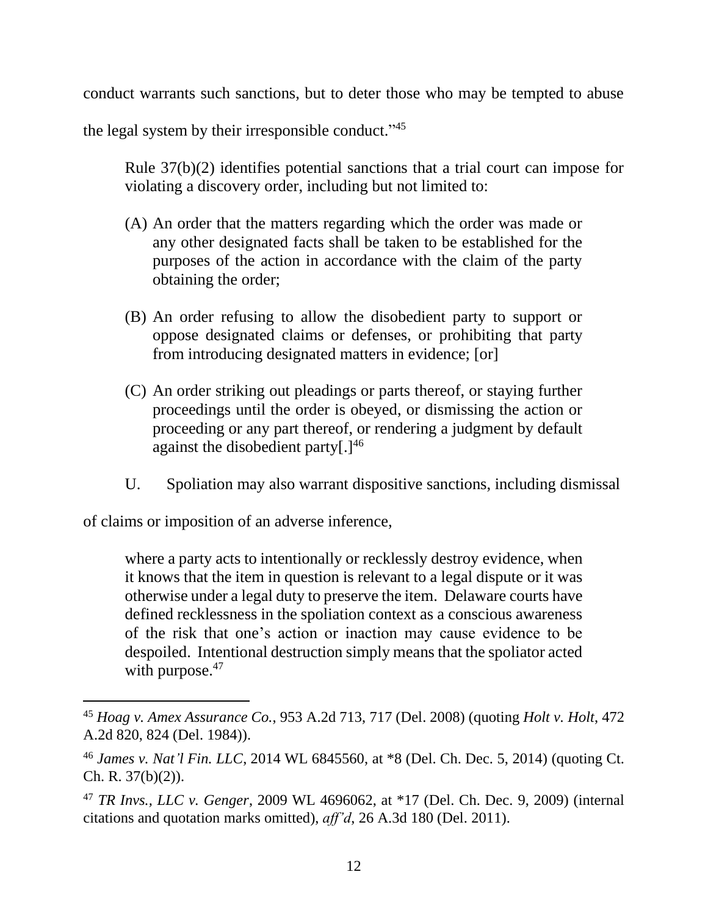conduct warrants such sanctions, but to deter those who may be tempted to abuse the legal system by their irresponsible conduct."[45]

> Rule 37(b)(2) identifies potential sanctions that a trial court can impose for violating a discovery order, including but not limited to:
>
> (A) An order that the matters regarding which the order was made or any other designated facts shall be taken to be established for the purposes of the action in accordance with the claim of the party obtaining the order;
>
> (B) An order refusing to allow the disobedient party to support or oppose designated claims or defenses, or prohibiting that party from introducing designated matters in evidence; [or]
>
> (C) An order striking out pleadings or parts thereof, or staying further proceedings until the order is obeyed, or dismissing the action or proceeding or any part thereof, or rendering a judgment by default against the disobedient party[.][46]

U. Spoliation may also warrant dispositive sanctions, including dismissal of claims or imposition of an adverse inference,

> where a party acts to intentionally or recklessly destroy evidence, when it knows that the item in question is relevant to a legal dispute or it was otherwise under a legal duty to preserve the item. Delaware courts have defined recklessness in the spoliation context as a conscious awareness of the risk that one's action or inaction may cause evidence to be despoiled. Intentional destruction simply means that the spoliator acted with purpose.[47]

---

[45] *Hoag v. Amex Assurance Co.*, 953 A.2d 713, 717 (Del. 2008) (quoting *Holt v. Holt*, 472 A.2d 820, 824 (Del. 1984)).

[46] *James v. Nat'l Fin. LLC*, 2014 WL 6845560, at *8 (Del. Ch. Dec. 5, 2014) (quoting Ct. Ch. R. 37(b)(2)).

[47] *TR Invs., LLC v. Genger*, 2009 WL 4696062, at *17 (Del. Ch. Dec. 9, 2009) (internal citations and quotation marks omitted), *aff'd*, 26 A.3d 180 (Del. 2011).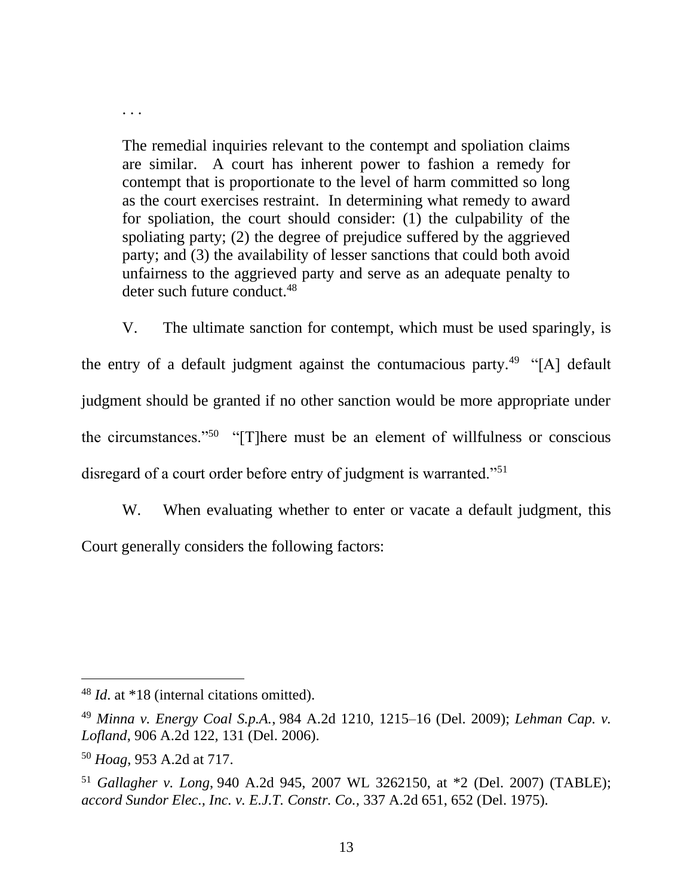> . . .
>
> The remedial inquiries relevant to the contempt and spoliation claims are similar. A court has inherent power to fashion a remedy for contempt that is proportionate to the level of harm committed so long as the court exercises restraint. In determining what remedy to award for spoliation, the court should consider: (1) the culpability of the spoliating party; (2) the degree of prejudice suffered by the aggrieved party; and (3) the availability of lesser sanctions that could both avoid unfairness to the aggrieved party and serve as an adequate penalty to deter such future conduct.[48]

V. The ultimate sanction for contempt, which must be used sparingly, is the entry of a default judgment against the contumacious party.[49] "[A] default judgment should be granted if no other sanction would be more appropriate under the circumstances."[50] "[T]here must be an element of willfulness or conscious disregard of a court order before entry of judgment is warranted."[51]

W. When evaluating whether to enter or vacate a default judgment, this Court generally considers the following factors:

---

[48] *Id*. at *18 (internal citations omitted).

[49] *Minna v. Energy Coal S.p.A.*, 984 A.2d 1210, 1215–16 (Del. 2009); *Lehman Cap. v. Lofland*, 906 A.2d 122, 131 (Del. 2006).

[50] *Hoag*, 953 A.2d at 717.

[51] *Gallagher v. Long*, 940 A.2d 945, 2007 WL 3262150, at *2 (Del. 2007) (TABLE); *accord Sundor Elec., Inc. v. E.J.T. Constr. Co.*, 337 A.2d 651, 652 (Del. 1975).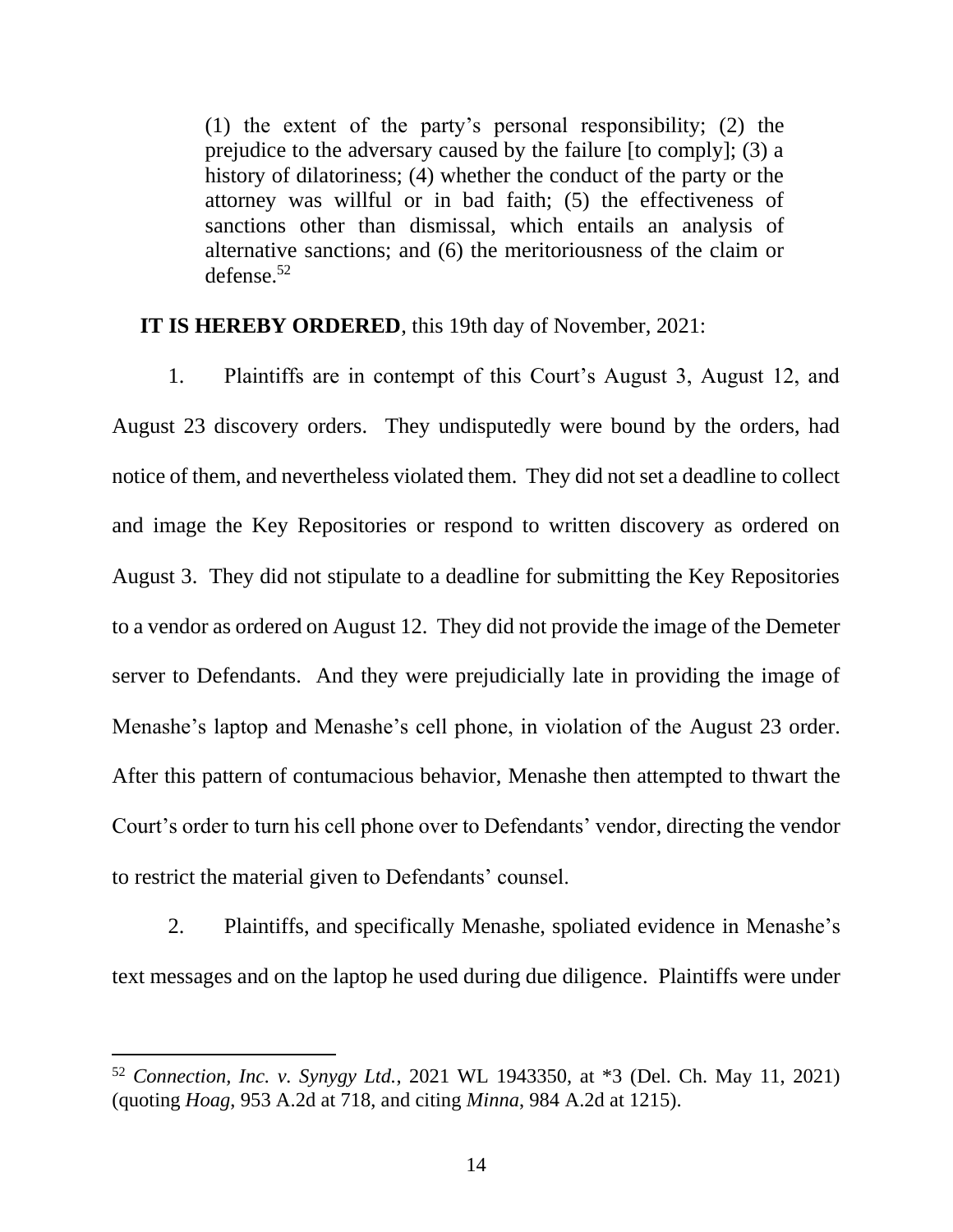> (1) the extent of the party's personal responsibility; (2) the prejudice to the adversary caused by the failure [to comply]; (3) a history of dilatoriness; (4) whether the conduct of the party or the attorney was willful or in bad faith; (5) the effectiveness of sanctions other than dismissal, which entails an analysis of alternative sanctions; and (6) the meritoriousness of the claim or defense.[52]

**IT IS HEREBY ORDERED**, this 19th day of November, 2021:

1. Plaintiffs are in contempt of this Court's August 3, August 12, and August 23 discovery orders. They undisputedly were bound by the orders, had notice of them, and nevertheless violated them. They did not set a deadline to collect and image the Key Repositories or respond to written discovery as ordered on August 3. They did not stipulate to a deadline for submitting the Key Repositories to a vendor as ordered on August 12. They did not provide the image of the Demeter server to Defendants. And they were prejudicially late in providing the image of Menashe's laptop and Menashe's cell phone, in violation of the August 23 order. After this pattern of contumacious behavior, Menashe then attempted to thwart the Court's order to turn his cell phone over to Defendants' vendor, directing the vendor to restrict the material given to Defendants' counsel.

2. Plaintiffs, and specifically Menashe, spoliated evidence in Menashe's text messages and on the laptop he used during due diligence. Plaintiffs were under

---

[52] *Connection, Inc. v. Synygy Ltd.*, 2021 WL 1943350, at *3 (Del. Ch. May 11, 2021) (quoting *Hoag*, 953 A.2d at 718, and citing *Minna*, 984 A.2d at 1215).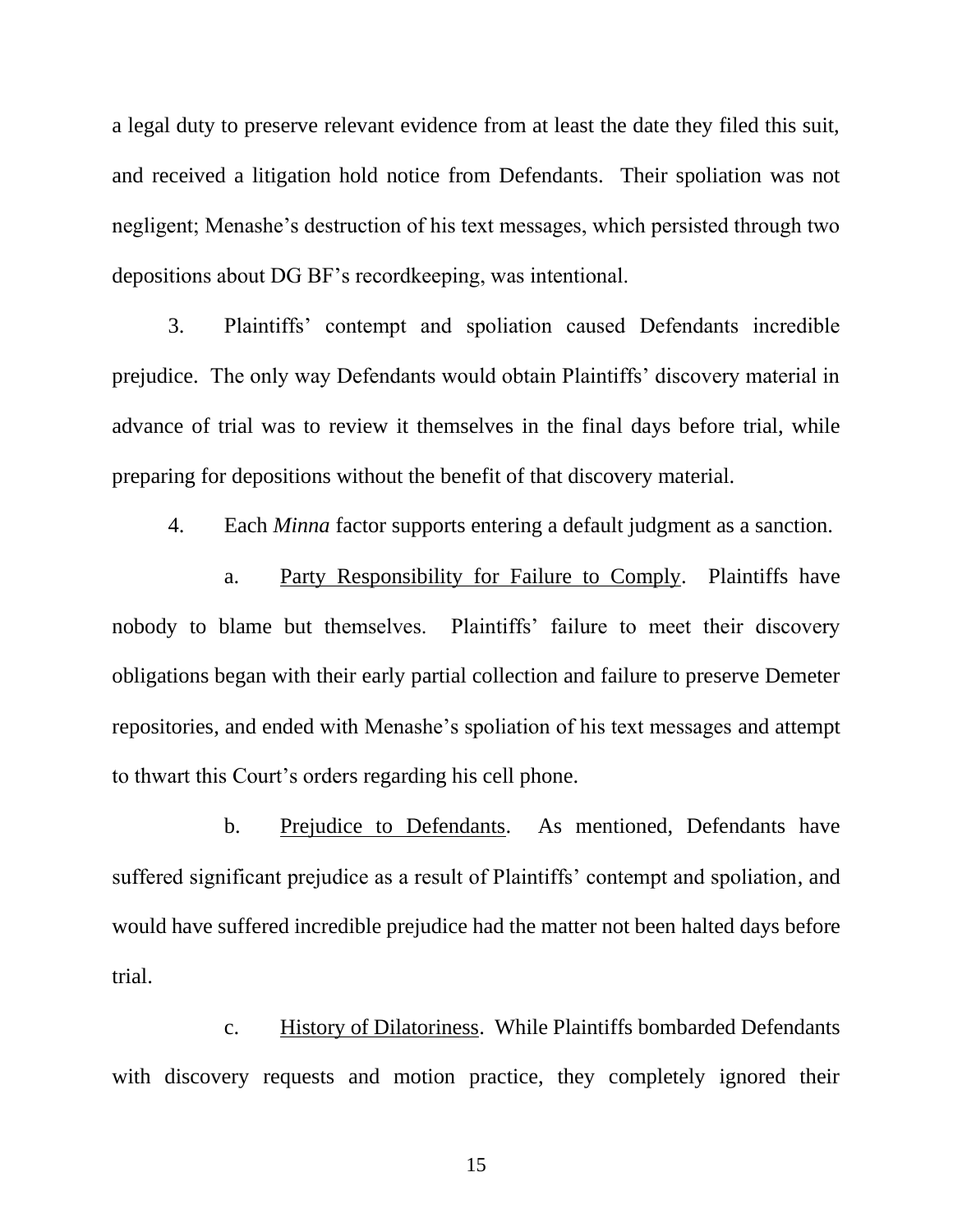a legal duty to preserve relevant evidence from at least the date they filed this suit, and received a litigation hold notice from Defendants. Their spoliation was not negligent; Menashe's destruction of his text messages, which persisted through two depositions about DG BF's recordkeeping, was intentional.

3. Plaintiffs' contempt and spoliation caused Defendants incredible prejudice. The only way Defendants would obtain Plaintiffs' discovery material in advance of trial was to review it themselves in the final days before trial, while preparing for depositions without the benefit of that discovery material.

4. Each *Minna* factor supports entering a default judgment as a sanction.

a. <u>Party Responsibility for Failure to Comply</u>. Plaintiffs have nobody to blame but themselves. Plaintiffs' failure to meet their discovery obligations began with their early partial collection and failure to preserve Demeter repositories, and ended with Menashe's spoliation of his text messages and attempt to thwart this Court's orders regarding his cell phone.

b. <u>Prejudice to Defendants</u>. As mentioned, Defendants have suffered significant prejudice as a result of Plaintiffs' contempt and spoliation, and would have suffered incredible prejudice had the matter not been halted days before trial.

c. <u>History of Dilatoriness</u>. While Plaintiffs bombarded Defendants with discovery requests and motion practice, they completely ignored their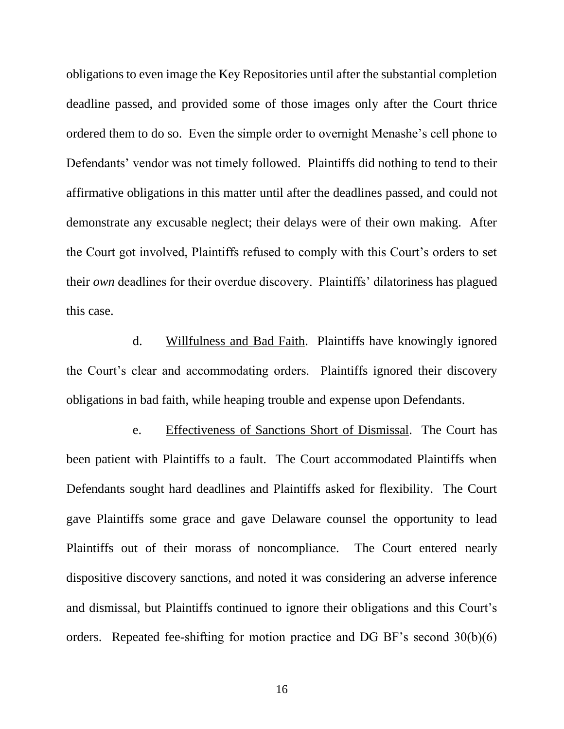obligations to even image the Key Repositories until after the substantial completion deadline passed, and provided some of those images only after the Court thrice ordered them to do so. Even the simple order to overnight Menashe's cell phone to Defendants' vendor was not timely followed. Plaintiffs did nothing to tend to their affirmative obligations in this matter until after the deadlines passed, and could not demonstrate any excusable neglect; their delays were of their own making. After the Court got involved, Plaintiffs refused to comply with this Court's orders to set their *own* deadlines for their overdue discovery. Plaintiffs' dilatoriness has plagued this case.

d. Willfulness and Bad Faith. Plaintiffs have knowingly ignored the Court's clear and accommodating orders. Plaintiffs ignored their discovery obligations in bad faith, while heaping trouble and expense upon Defendants.

e. Effectiveness of Sanctions Short of Dismissal. The Court has been patient with Plaintiffs to a fault. The Court accommodated Plaintiffs when Defendants sought hard deadlines and Plaintiffs asked for flexibility. The Court gave Plaintiffs some grace and gave Delaware counsel the opportunity to lead Plaintiffs out of their morass of noncompliance. The Court entered nearly dispositive discovery sanctions, and noted it was considering an adverse inference and dismissal, but Plaintiffs continued to ignore their obligations and this Court's orders. Repeated fee-shifting for motion practice and DG BF's second 30(b)(6)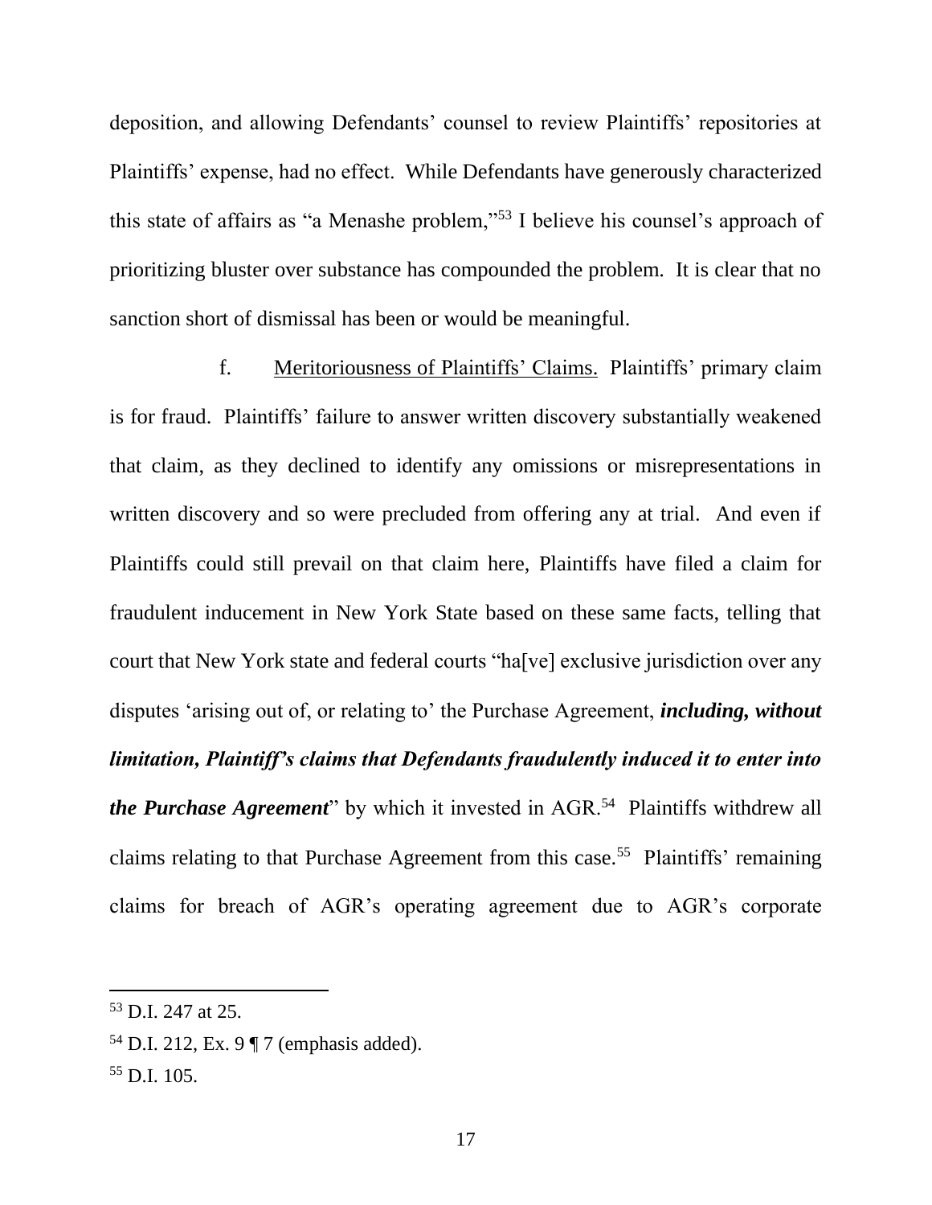deposition, and allowing Defendants' counsel to review Plaintiffs' repositories at Plaintiffs' expense, had no effect. While Defendants have generously characterized this state of affairs as "a Menashe problem,"[53] I believe his counsel's approach of prioritizing bluster over substance has compounded the problem. It is clear that no sanction short of dismissal has been or would be meaningful.

f. Meritoriousness of Plaintiffs' Claims. Plaintiffs' primary claim is for fraud. Plaintiffs' failure to answer written discovery substantially weakened that claim, as they declined to identify any omissions or misrepresentations in written discovery and so were precluded from offering any at trial. And even if Plaintiffs could still prevail on that claim here, Plaintiffs have filed a claim for fraudulent inducement in New York State based on these same facts, telling that court that New York state and federal courts "ha[ve] exclusive jurisdiction over any disputes 'arising out of, or relating to' the Purchase Agreement, ***including, without limitation, Plaintiff's claims that Defendants fraudulently induced it to enter into the Purchase Agreement***" by which it invested in AGR.[54] Plaintiffs withdrew all claims relating to that Purchase Agreement from this case.[55] Plaintiffs' remaining claims for breach of AGR's operating agreement due to AGR's corporate

---

[53] D.I. 247 at 25.

[54] D.I. 212, Ex. 9 ¶ 7 (emphasis added).

[55] D.I. 105.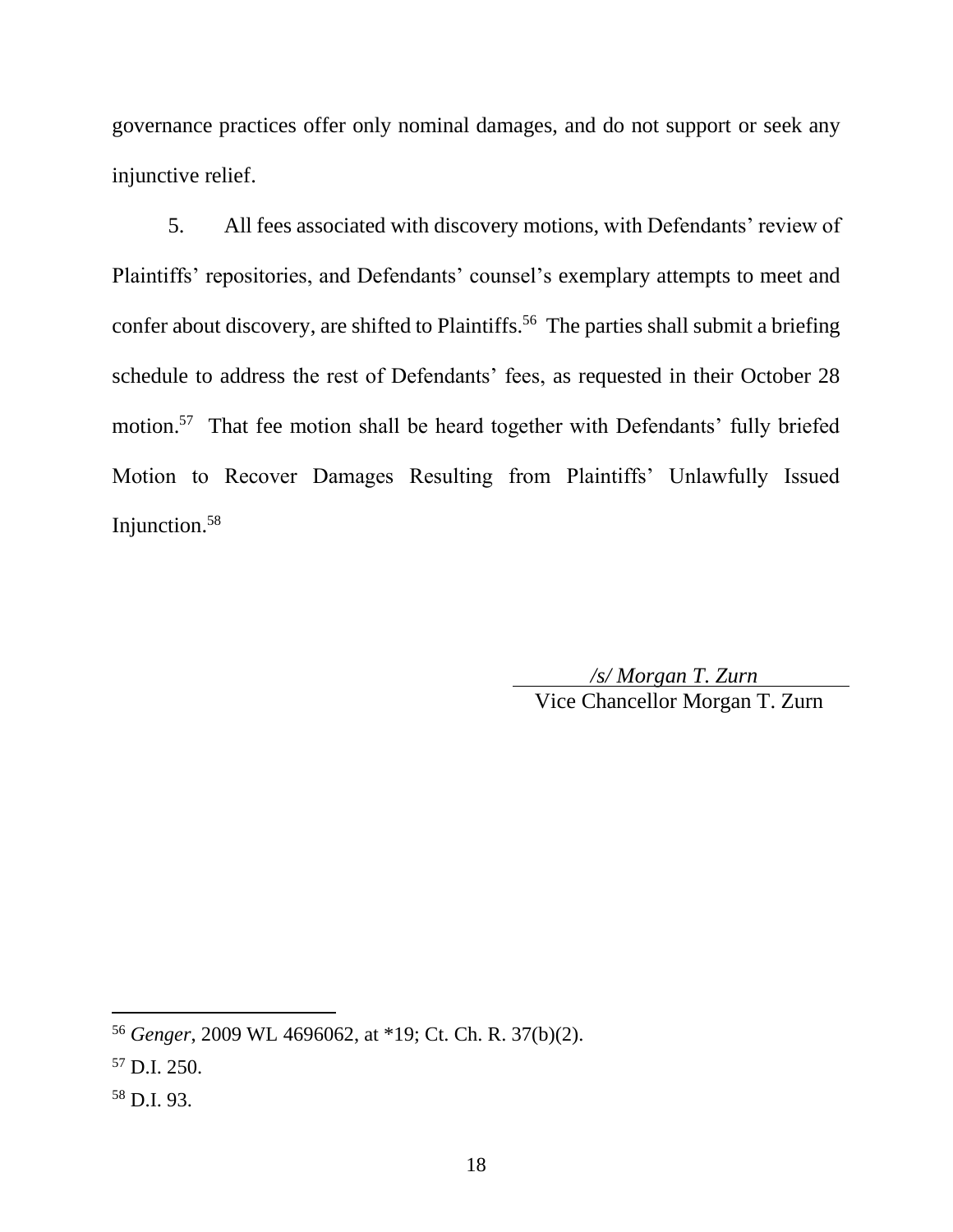governance practices offer only nominal damages, and do not support or seek any injunctive relief.

5. All fees associated with discovery motions, with Defendants' review of Plaintiffs' repositories, and Defendants' counsel's exemplary attempts to meet and confer about discovery, are shifted to Plaintiffs.[56] The parties shall submit a briefing schedule to address the rest of Defendants' fees, as requested in their October 28 motion.[57] That fee motion shall be heard together with Defendants' fully briefed Motion to Recover Damages Resulting from Plaintiffs' Unlawfully Issued Injunction.[58]

*/s/ Morgan T. Zurn*
Vice Chancellor Morgan T. Zurn

---

[56] *Genger*, 2009 WL 4696062, at *19; Ct. Ch. R. 37(b)(2).

[57] D.I. 250.

[58] D.I. 93.